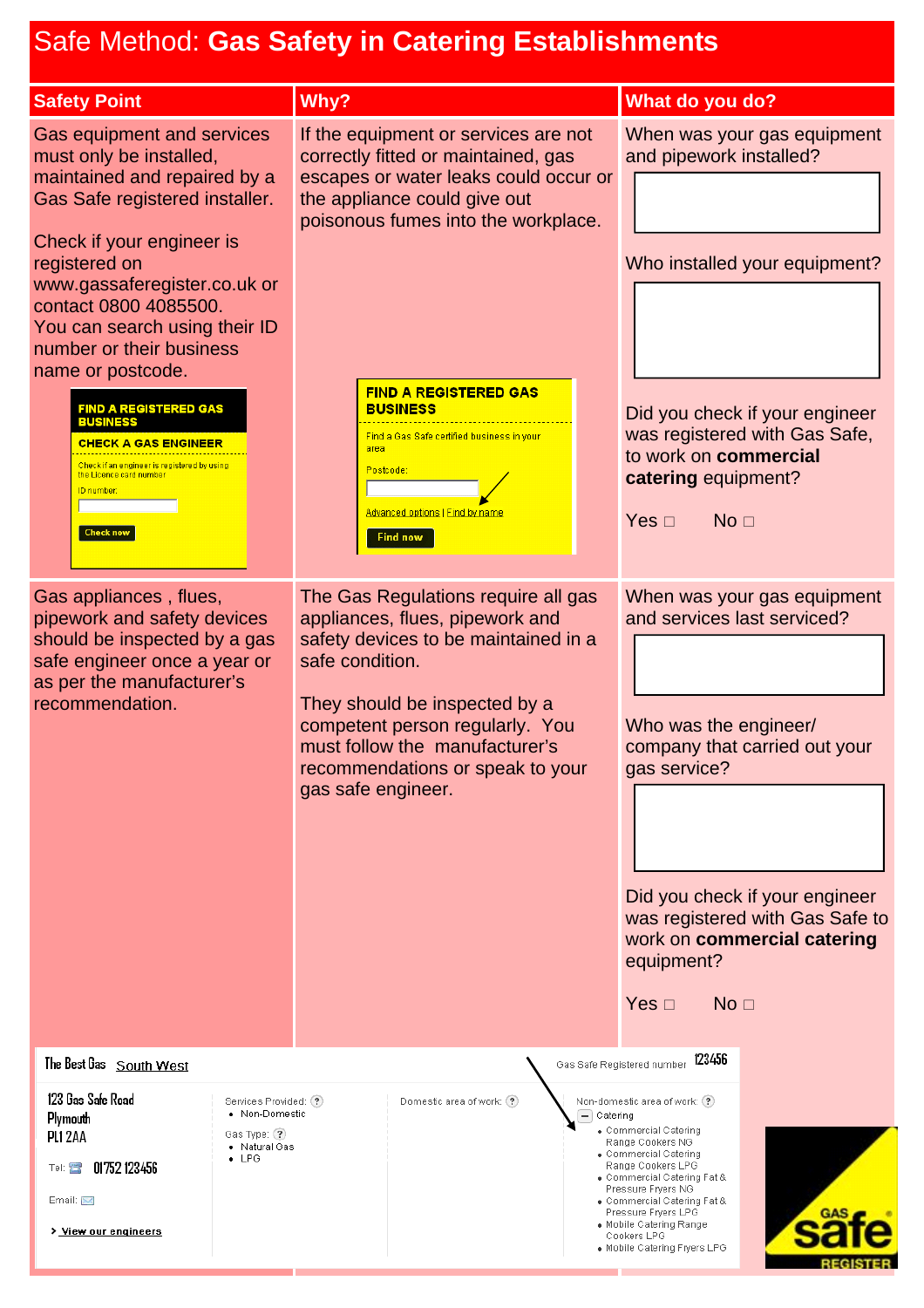# Safe Method: **Gas Safety in Catering Establishments**

| Safety Point | Why? | What do you do? |
|---|---|---|
| Gas equipment and services must only be installed, maintained and repaired by a Gas Safe registered installer.<br><br>Check if your engineer is registered on www.gassaferegister.co.uk or contact 0800 4085500.<br>You can search using their ID number or their business name or postcode.<br><br>**FIND A REGISTERED GAS BUSINESS**<br>**CHECK A GAS ENGINEER**<br>Check if an engineer is registered by using the Licence card number<br>ID number:<br>Check now | If the equipment or services are not correctly fitted or maintained, gas escapes or water leaks could occur or the appliance could give out poisonous fumes into the workplace.<br><br>**FIND A REGISTERED GAS BUSINESS**<br>Find a Gas Safe certified business in your area<br>Postcode:<br>Advanced options \| Find by name<br>Find now | When was your gas equipment and pipework installed?<br><br>Who installed your equipment?<br><br>Did you check if your engineer was registered with Gas Safe, to work on **commercial catering** equipment?<br><br>Yes □ No □ |
| Gas appliances , flues, pipework and safety devices should be inspected by a gas safe engineer once a year or as per the manufacturer's recommendation. | The Gas Regulations require all gas appliances, flues, pipework and safety devices to be maintained in a safe condition.<br><br>They should be inspected by a competent person regularly. You must follow the manufacturer's recommendations or speak to your gas safe engineer. | When was your gas equipment and services last serviced?<br><br>Who was the engineer/ company that carried out your gas service?<br><br>Did you check if your engineer was registered with Gas Safe to work on **commercial catering** equipment?<br><br>Yes □ No □ |

The Best Gas South West — Gas Safe Registered number 123456

123 Gas Safe Road
Plymouth
PL1 2AA

Tel: 01752 123456

Email:

> View our engineers

Services Provided:
- Non-Domestic

Gas Type:
- Natural Gas
- LPG

Domestic area of work:

Non-domestic area of work:
- Catering
  - Commercial Catering Range Cookers NG
  - Commercial Catering Range Cookers LPG
  - Commercial Catering Fat & Pressure Fryers NG
  - Commercial Catering Fat & Pressure Fryers LPG
  - Mobile Catering Range Cookers LPG
  - Mobile Catering Fryers LPG

GAS safe REGISTER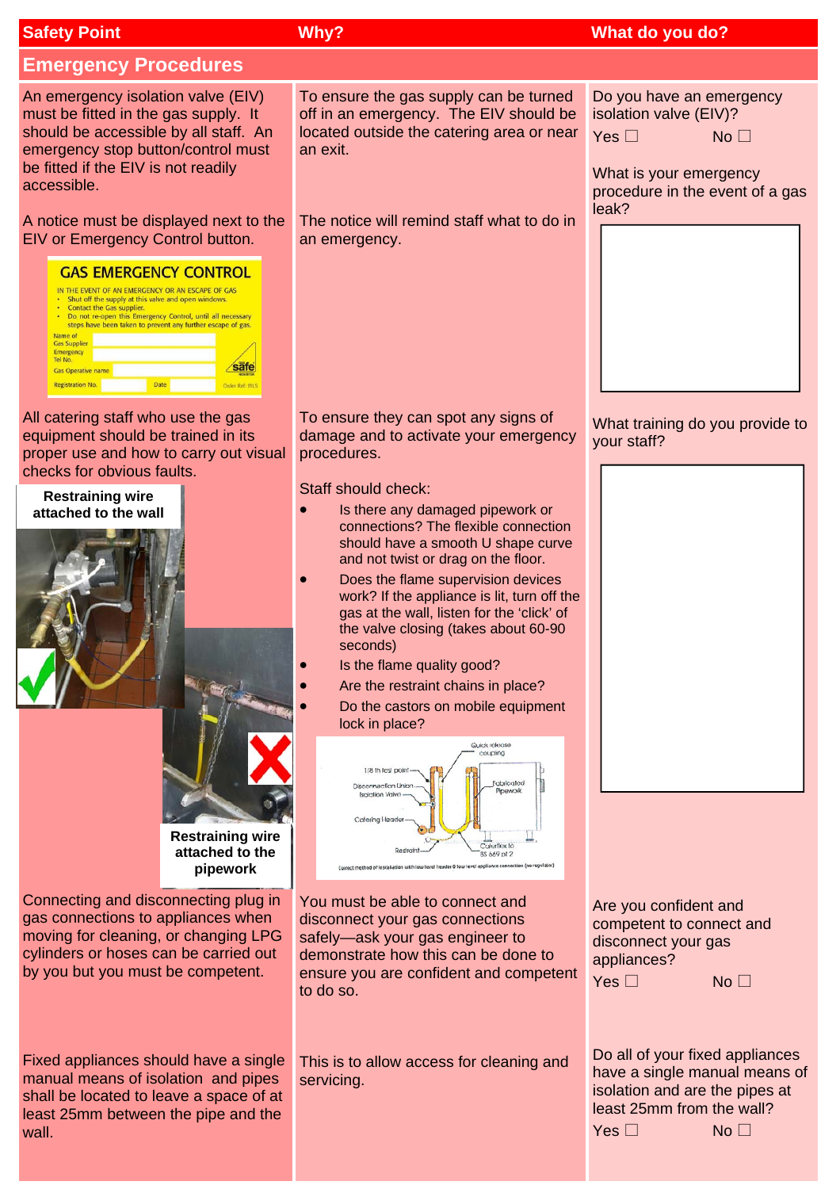| Safety Point | Why? | What do you do? |
|---|---|---|
| **Emergency Procedures** | | |
| An emergency isolation valve (EIV) must be fitted in the gas supply. It should be accessible by all staff. An emergency stop button/control must be fitted if the EIV is not readily accessible. | To ensure the gas supply can be turned off in an emergency. The EIV should be located outside the catering area or near an exit. | Do you have an emergency isolation valve (EIV)? Yes ☐ No ☐ |
| A notice must be displayed next to the EIV or Emergency Control button. GAS EMERGENCY CONTROL — IN THE EVENT OF AN EMERGENCY OR AN ESCAPE OF GAS: • Shut off the supply at this valve and open windows. • Contact the Gas supplier. • Do not re-open this Emergency Control, until all necessary steps have been taken to prevent any further escape of gas. Name of Gas Supplier / Emergency Tel No. / Gas Operative name / Registration No. / Date | The notice will remind staff what to do in an emergency. | What is your emergency procedure in the event of a gas leak? |
| All catering staff who use the gas equipment should be trained in its proper use and how to carry out visual checks for obvious faults. Restraining wire attached to the wall (✓) Restraining wire attached to the pipework (✗) | To ensure they can spot any signs of damage and to activate your emergency procedures. Staff should check: • Is there any damaged pipework or connections? The flexible connection should have a smooth U shape curve and not twist or drag on the floor. • Does the flame supervision devices work? If the appliance is lit, turn off the gas at the wall, listen for the 'click' of the valve closing (takes about 60-90 seconds) • Is the flame quality good? • Are the restraint chains in place? • Do the castors on mobile equipment lock in place? | What training do you provide to your staff? |
| Connecting and disconnecting plug in gas connections to appliances when moving for cleaning, or changing LPG cylinders or hoses can be carried out by you but you must be competent. | You must be able to connect and disconnect your gas connections safely—ask your gas engineer to demonstrate how this can be done to ensure you are confident and competent to do so. | Are you confident and competent to connect and disconnect your gas appliances? Yes ☐ No ☐ |
| Fixed appliances should have a single manual means of isolation and pipes shall be located to leave a space of at least 25mm between the pipe and the wall. | This is to allow access for cleaning and servicing. | Do all of your fixed appliances have a single manual means of isolation and are the pipes at least 25mm from the wall? Yes ☐ No ☐ |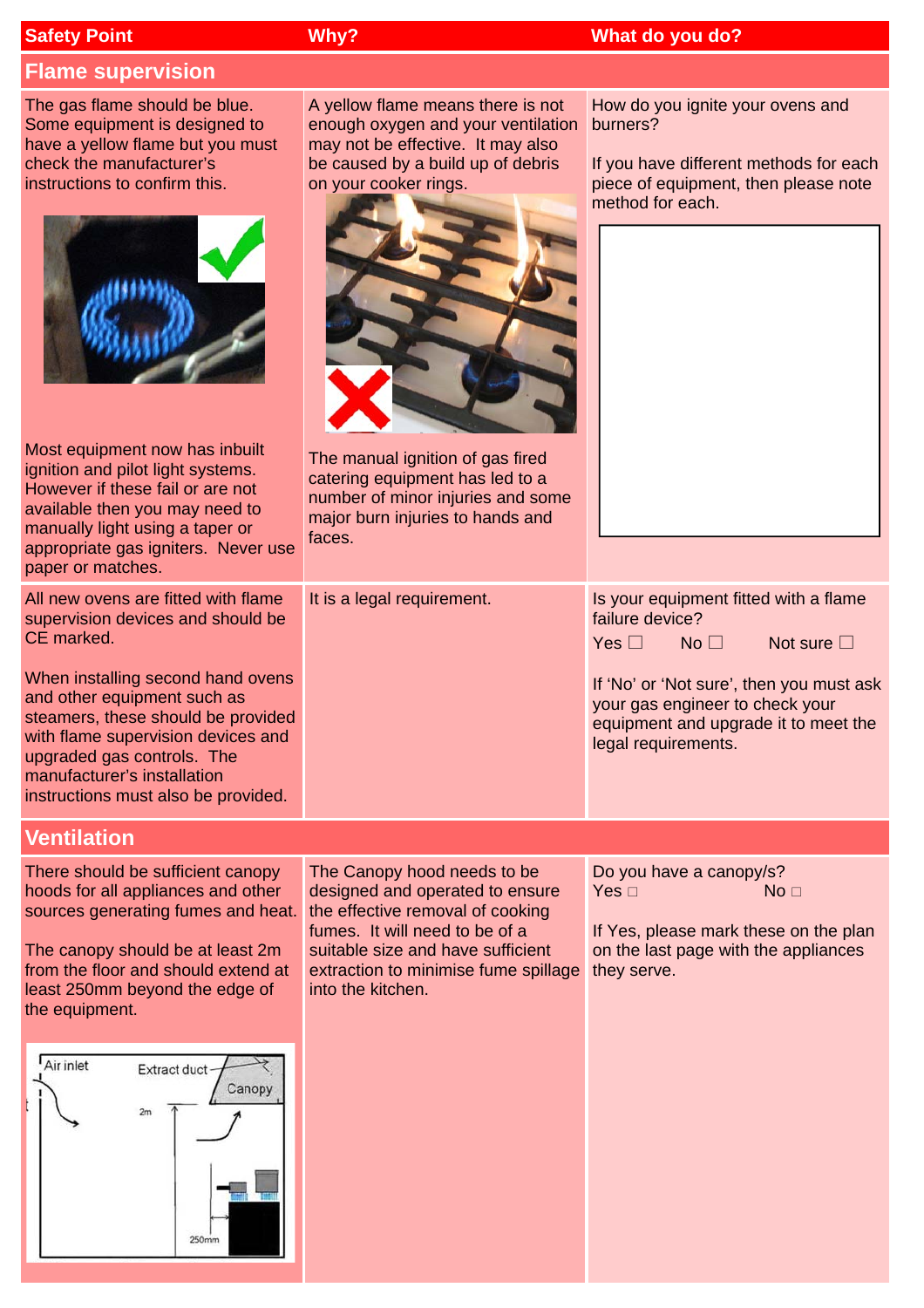| Safety Point | Why? | What do you do? |
|---|---|---|
| **Flame supervision** | | |
| The gas flame should be blue. Some equipment is designed to have a yellow flame but you must check the manufacturer's instructions to confirm this.<br><br>Most equipment now has inbuilt ignition and pilot light systems. However if these fail or are not available then you may need to manually light using a taper or appropriate gas igniters. Never use paper or matches. | A yellow flame means there is not enough oxygen and your ventilation may not be effective. It may also be caused by a build up of debris on your cooker rings.<br><br>The manual ignition of gas fired catering equipment has led to a number of minor injuries and some major burn injuries to hands and faces. | How do you ignite your ovens and burners?<br><br>If you have different methods for each piece of equipment, then please note method for each. |
| All new ovens are fitted with flame supervision devices and should be CE marked.<br><br>When installing second hand ovens and other equipment such as steamers, these should be provided with flame supervision devices and upgraded gas controls. The manufacturer's installation instructions must also be provided. | It is a legal requirement. | Is your equipment fitted with a flame failure device?<br>Yes ☐ No ☐ Not sure ☐<br><br>If 'No' or 'Not sure', then you must ask your gas engineer to check your equipment and upgrade it to meet the legal requirements. |
| **Ventilation** | | |
| There should be sufficient canopy hoods for all appliances and other sources generating fumes and heat.<br><br>The canopy should be at least 2m from the floor and should extend at least 250mm beyond the edge of the equipment.<br><br>Air inlet, Extract duct, Canopy, 2m, 250mm | The Canopy hood needs to be designed and operated to ensure the effective removal of cooking fumes. It will need to be of a suitable size and have sufficient extraction to minimise fume spillage into the kitchen. | Do you have a canopy/s?<br>Yes ☐ No ☐<br><br>If Yes, please mark these on the plan on the last page with the appliances they serve. |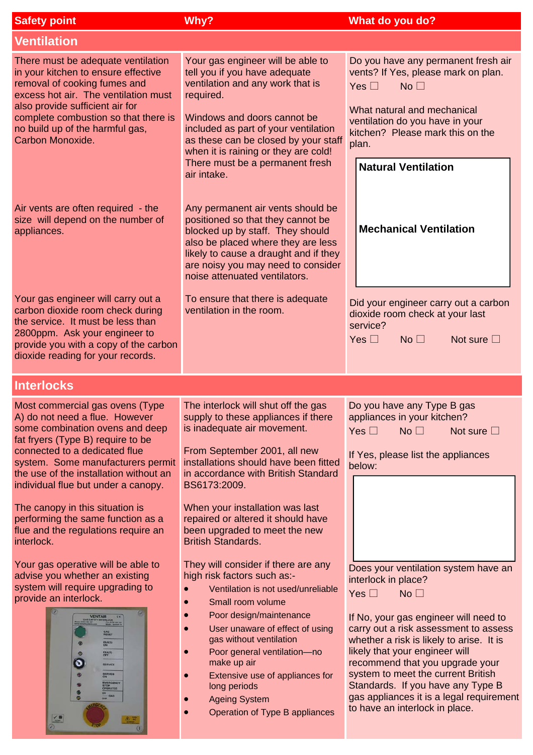| Safety point | Why? | What do you do? |
|---|---|---|
| **Ventilation** | | |
| There must be adequate ventilation in your kitchen to ensure effective removal of cooking fumes and excess hot air. The ventilation must also provide sufficient air for complete combustion so that there is no build up of the harmful gas, Carbon Monoxide. | Your gas engineer will be able to tell you if you have adequate ventilation and any work that is required.<br><br>Windows and doors cannot be included as part of your ventilation as these can be closed by your staff when it is raining or they are cold! There must be a permanent fresh air intake. | Do you have any permanent fresh air vents? If Yes, please mark on plan.<br>Yes ☐ No ☐<br><br>What natural and mechanical ventilation do you have in your kitchen? Please mark this on the plan.<br><br>**Natural Ventilation**<br><br>**Mechanical Ventilation** |
| Air vents are often required - the size will depend on the number of appliances. | Any permanent air vents should be positioned so that they cannot be blocked up by staff. They should also be placed where they are less likely to cause a draught and if they are noisy you may need to consider noise attenuated ventilators. | |
| Your gas engineer will carry out a carbon dioxide room check during the service. It must be less than 2800ppm. Ask your engineer to provide you with a copy of the carbon dioxide reading for your records. | To ensure that there is adequate ventilation in the room. | Did your engineer carry out a carbon dioxide room check at your last service?<br>Yes ☐ No ☐ Not sure ☐ |
| **Interlocks** | | |
| Most commercial gas ovens (Type A) do not need a flue. However some combination ovens and deep fat fryers (Type B) require to be connected to a dedicated flue system. Some manufacturers permit the use of the installation without an individual flue but under a canopy.<br><br>The canopy in this situation is performing the same function as a flue and the regulations require an interlock.<br><br>Your gas operative will be able to advise you whether an existing system will require upgrading to provide an interlock. | The interlock will shut off the gas supply to these appliances if there is inadequate air movement.<br><br>From September 2001, all new installations should have been fitted in accordance with British Standard BS6173:2009.<br><br>When your installation was last repaired or altered it should have been upgraded to meet the new British Standards.<br><br>They will consider if there are any high risk factors such as:-<br>• Ventilation is not used/unreliable<br>• Small room volume<br>• Poor design/maintenance<br>• User unaware of effect of using gas without ventilation<br>• Poor general ventilation—no make up air<br>• Extensive use of appliances for long periods<br>• Ageing System<br>• Operation of Type B appliances | Do you have any Type B gas appliances in your kitchen?<br>Yes ☐ No ☐ Not sure ☐<br><br>If Yes, please list the appliances below:<br><br>Does your ventilation system have an interlock in place?<br>Yes ☐ No ☐<br><br>If No, your gas engineer will need to carry out a risk assessment to assess whether a risk is likely to arise. It is likely that your engineer will recommend that you upgrade your system to meet the current British Standards. If you have any Type B gas appliances it is a legal requirement to have an interlock in place. |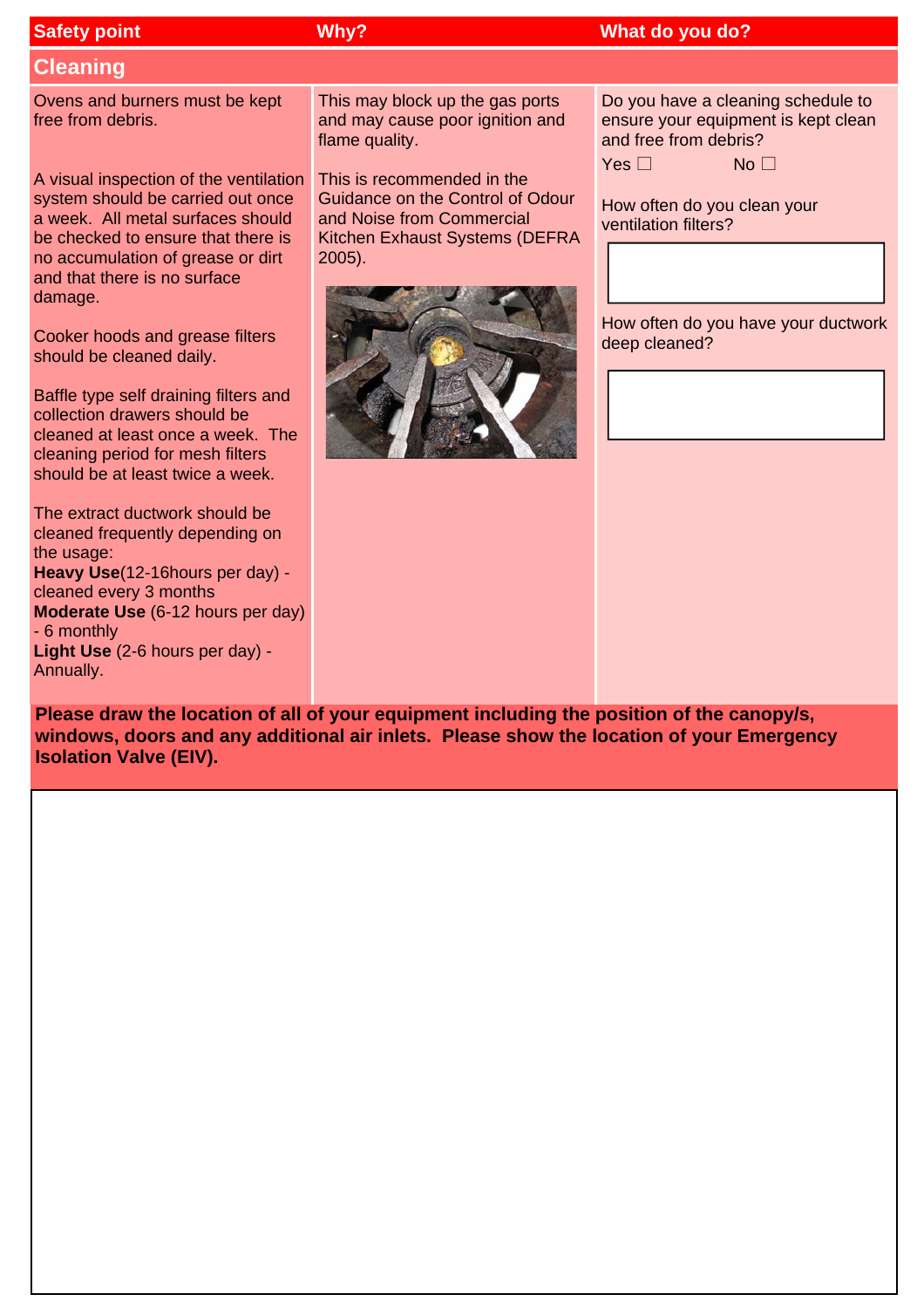| Safety point | Why? | What do you do? |
|---|---|---|
| **Cleaning** | | |
| Ovens and burners must be kept free from debris. | This may block up the gas ports and may cause poor ignition and flame quality. | Do you have a cleaning schedule to ensure your equipment is kept clean and free from debris?<br>Yes ☐ No ☐ |
| A visual inspection of the ventilation system should be carried out once a week. All metal surfaces should be checked to ensure that there is no accumulation of grease or dirt and that there is no surface damage.<br><br>Cooker hoods and grease filters should be cleaned daily.<br><br>Baffle type self draining filters and collection drawers should be cleaned at least once a week. The cleaning period for mesh filters should be at least twice a week.<br><br>The extract ductwork should be cleaned frequently depending on the usage:<br>**Heavy Use**(12-16hours per day) - cleaned every 3 months<br>**Moderate Use** (6-12 hours per day) - 6 monthly<br>**Light Use** (2-6 hours per day) - Annually. | This is recommended in the Guidance on the Control of Odour and Noise from Commercial Kitchen Exhaust Systems (DEFRA 2005). | How often do you clean your ventilation filters?<br><br>How often do you have your ductwork deep cleaned? |

**Please draw the location of all of your equipment including the position of the canopy/s, windows, doors and any additional air inlets. Please show the location of your Emergency Isolation Valve (EIV).**